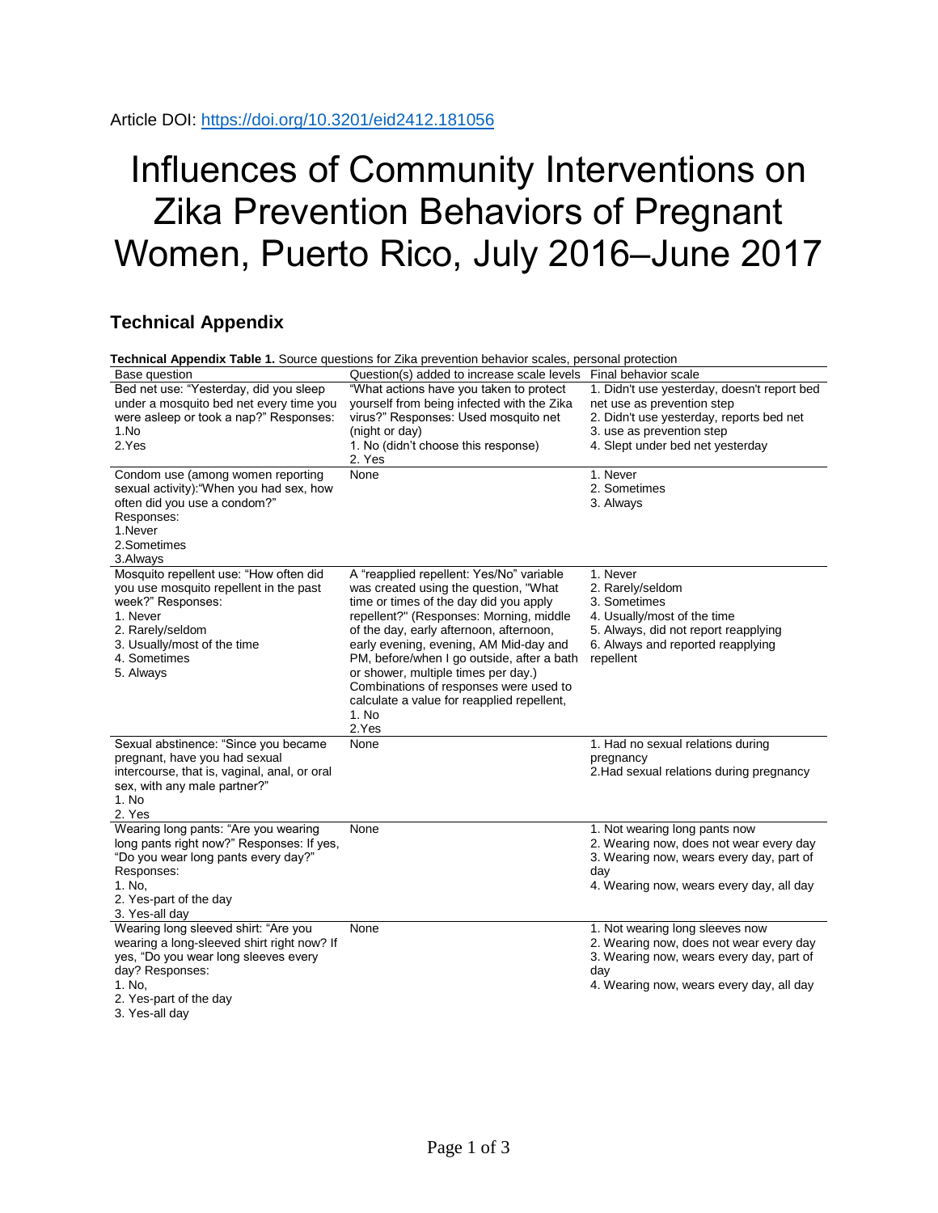Article DOI: https://doi.org/10.3201/eid2412.181056

# Influences of Community Interventions on Zika Prevention Behaviors of Pregnant Women, Puerto Rico, July 2016–June 2017

## Technical Appendix

**Technical Appendix Table 1.** Source questions for Zika prevention behavior scales, personal protection

| Base question | Question(s) added to increase scale levels | Final behavior scale |
|---|---|---|
| Bed net use: "Yesterday, did you sleep under a mosquito bed net every time you were asleep or took a nap?" Responses: 1.No 2.Yes | "What actions have you taken to protect yourself from being infected with the Zika virus?" Responses: Used mosquito net (night or day) 1. No (didn't choose this response) 2. Yes | 1. Didn't use yesterday, doesn't report bed net use as prevention step 2. Didn't use yesterday, reports bed net 3. use as prevention step 4. Slept under bed net yesterday |
| Condom use (among women reporting sexual activity):"When you had sex, how often did you use a condom?" Responses: 1.Never 2.Sometimes 3.Always | None | 1. Never 2. Sometimes 3. Always |
| Mosquito repellent use: "How often did you use mosquito repellent in the past week?" Responses: 1. Never 2. Rarely/seldom 3. Usually/most of the time 4. Sometimes 5. Always | A "reapplied repellent: Yes/No" variable was created using the question, "What time or times of the day did you apply repellent?" (Responses: Morning, middle of the day, early afternoon, afternoon, early evening, evening, AM Mid-day and PM, before/when I go outside, after a bath or shower, multiple times per day.) Combinations of responses were used to calculate a value for reapplied repellent, 1. No 2.Yes | 1. Never 2. Rarely/seldom 3. Sometimes 4. Usually/most of the time 5. Always, did not report reapplying 6. Always and reported reapplying repellent |
| Sexual abstinence: "Since you became pregnant, have you had sexual intercourse, that is, vaginal, anal, or oral sex, with any male partner?" 1. No 2. Yes | None | 1. Had no sexual relations during pregnancy 2.Had sexual relations during pregnancy |
| Wearing long pants: "Are you wearing long pants right now?" Responses: If yes, "Do you wear long pants every day?" Responses: 1. No, 2. Yes-part of the day 3. Yes-all day | None | 1. Not wearing long pants now 2. Wearing now, does not wear every day 3. Wearing now, wears every day, part of day 4. Wearing now, wears every day, all day |
| Wearing long sleeved shirt: "Are you wearing a long-sleeved shirt right now? If yes, "Do you wear long sleeves every day? Responses: 1. No, 2. Yes-part of the day 3. Yes-all day | None | 1. Not wearing long sleeves now 2. Wearing now, does not wear every day 3. Wearing now, wears every day, part of day 4. Wearing now, wears every day, all day |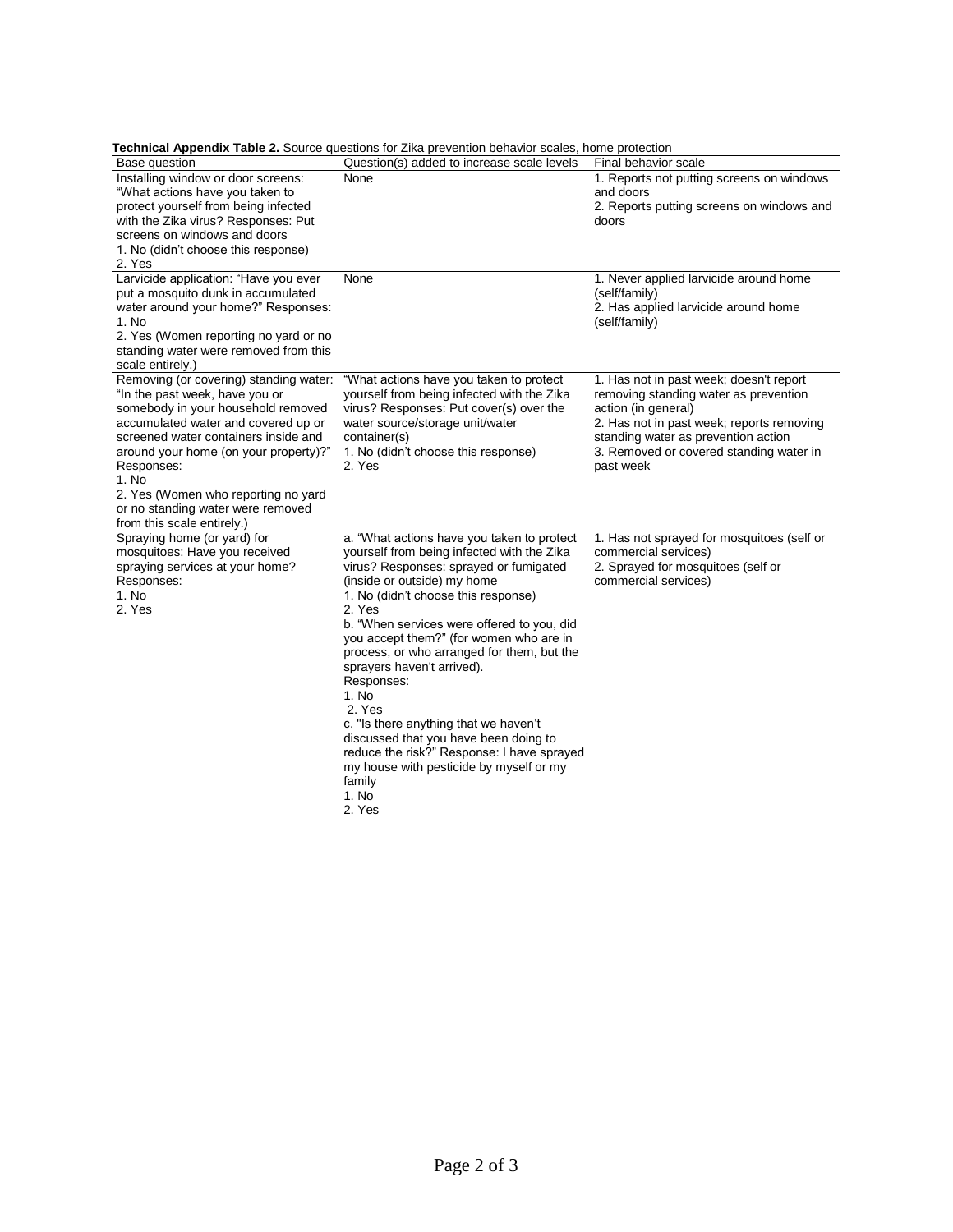**Technical Appendix Table 2.** Source questions for Zika prevention behavior scales, home protection

| Base question | Question(s) added to increase scale levels | Final behavior scale |
| --- | --- | --- |
| Installing window or door screens: "What actions have you taken to protect yourself from being infected with the Zika virus? Responses: Put screens on windows and doors<br>1. No (didn't choose this response)<br>2. Yes | None | 1. Reports not putting screens on windows and doors<br>2. Reports putting screens on windows and doors |
| Larvicide application: "Have you ever put a mosquito dunk in accumulated water around your home?" Responses:<br>1. No<br>2. Yes (Women reporting no yard or no standing water were removed from this scale entirely.) | None | 1. Never applied larvicide around home (self/family)<br>2. Has applied larvicide around home (self/family) |
| Removing (or covering) standing water: "In the past week, have you or somebody in your household removed accumulated water and covered up or screened water containers inside and around your home (on your property)?" Responses:<br>1. No<br>2. Yes (Women who reporting no yard or no standing water were removed from this scale entirely.) | "What actions have you taken to protect yourself from being infected with the Zika virus? Responses: Put cover(s) over the water source/storage unit/water container(s)<br>1. No (didn't choose this response)<br>2. Yes | 1. Has not in past week; doesn't report removing standing water as prevention action (in general)<br>2. Has not in past week; reports removing standing water as prevention action<br>3. Removed or covered standing water in past week |
| Spraying home (or yard) for mosquitoes: Have you received spraying services at your home? Responses:<br>1. No<br>2. Yes | a. "What actions have you taken to protect yourself from being infected with the Zika virus? Responses: sprayed or fumigated (inside or outside) my home<br>1. No (didn't choose this response)<br>2. Yes<br>b. "When services were offered to you, did you accept them?" (for women who are in process, or who arranged for them, but the sprayers haven't arrived).<br>Responses:<br>1. No<br>2. Yes<br>c. "Is there anything that we haven't discussed that you have been doing to reduce the risk?" Response: I have sprayed my house with pesticide by myself or my family<br>1. No<br>2. Yes | 1. Has not sprayed for mosquitoes (self or commercial services)<br>2. Sprayed for mosquitoes (self or commercial services) |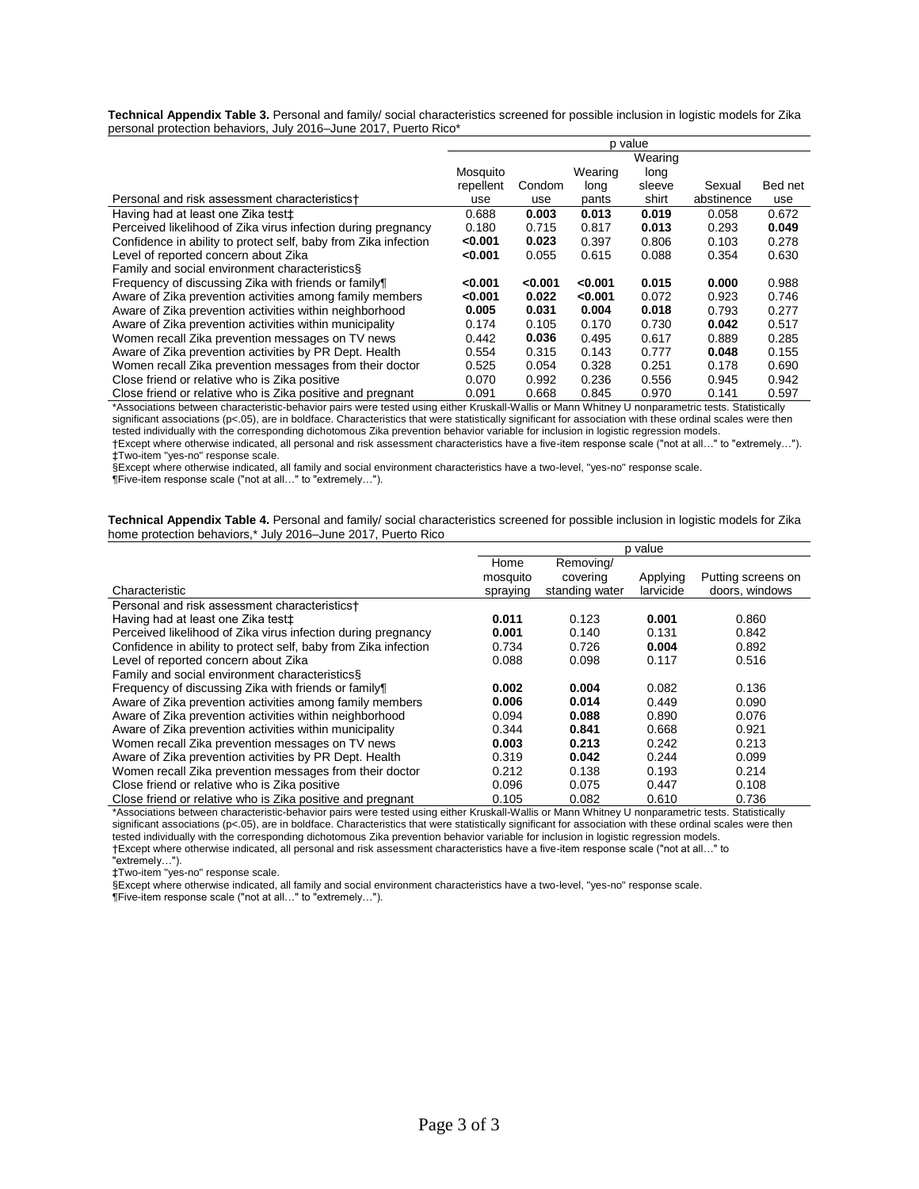**Technical Appendix Table 3.** Personal and family/ social characteristics screened for possible inclusion in logistic models for Zika personal protection behaviors, July 2016–June 2017, Puerto Rico*

| | p value | | | | | |
|---|---|---|---|---|---|---|
| Personal and risk assessment characteristics† | Mosquito repellent use | Condom use | Wearing long pants | Wearing long sleeve shirt | Sexual abstinence | Bed net use |
| Having had at least one Zika test‡ | 0.688 | **0.003** | **0.013** | **0.019** | 0.058 | 0.672 |
| Perceived likelihood of Zika virus infection during pregnancy | 0.180 | 0.715 | 0.817 | **0.013** | 0.293 | **0.049** |
| Confidence in ability to protect self, baby from Zika infection | **<0.001** | **0.023** | 0.397 | 0.806 | 0.103 | 0.278 |
| Level of reported concern about Zika | **<0.001** | 0.055 | 0.615 | 0.088 | 0.354 | 0.630 |
| Family and social environment characteristics§ | | | | | | |
| Frequency of discussing Zika with friends or family¶ | **<0.001** | **<0.001** | **<0.001** | **0.015** | **0.000** | 0.988 |
| Aware of Zika prevention activities among family members | **<0.001** | **0.022** | **<0.001** | 0.072 | 0.923 | 0.746 |
| Aware of Zika prevention activities within neighborhood | **0.005** | **0.031** | **0.004** | **0.018** | 0.793 | 0.277 |
| Aware of Zika prevention activities within municipality | 0.174 | 0.105 | 0.170 | 0.730 | **0.042** | 0.517 |
| Women recall Zika prevention messages on TV news | 0.442 | **0.036** | 0.495 | 0.617 | 0.889 | 0.285 |
| Aware of Zika prevention activities by PR Dept. Health | 0.554 | 0.315 | 0.143 | 0.777 | **0.048** | 0.155 |
| Women recall Zika prevention messages from their doctor | 0.525 | 0.054 | 0.328 | 0.251 | 0.178 | 0.690 |
| Close friend or relative who is Zika positive | 0.070 | 0.992 | 0.236 | 0.556 | 0.945 | 0.942 |
| Close friend or relative who is Zika positive and pregnant | 0.091 | 0.668 | 0.845 | 0.970 | 0.141 | 0.597 |

*Associations between characteristic-behavior pairs were tested using either Kruskall-Wallis or Mann Whitney U nonparametric tests. Statistically significant associations (p<.05), are in boldface. Characteristics that were statistically significant for association with these ordinal scales were then tested individually with the corresponding dichotomous Zika prevention behavior variable for inclusion in logistic regression models.
†Except where otherwise indicated, all personal and risk assessment characteristics have a five-item response scale ("not at all…" to "extremely…").
‡Two-item "yes-no" response scale.
§Except where otherwise indicated, all family and social environment characteristics have a two-level, "yes-no" response scale.
¶Five-item response scale ("not at all…" to "extremely…").

**Technical Appendix Table 4.** Personal and family/ social characteristics screened for possible inclusion in logistic models for Zika home protection behaviors,* July 2016–June 2017, Puerto Rico

| | p value | | | |
|---|---|---|---|---|
| Characteristic | Home mosquito spraying | Removing/ covering standing water | Applying larvicide | Putting screens on doors, windows |
| Personal and risk assessment characteristics† | | | | |
| Having had at least one Zika test‡ | **0.011** | 0.123 | **0.001** | 0.860 |
| Perceived likelihood of Zika virus infection during pregnancy | **0.001** | 0.140 | 0.131 | 0.842 |
| Confidence in ability to protect self, baby from Zika infection | 0.734 | 0.726 | **0.004** | 0.892 |
| Level of reported concern about Zika | 0.088 | 0.098 | 0.117 | 0.516 |
| Family and social environment characteristics§ | | | | |
| Frequency of discussing Zika with friends or family¶ | **0.002** | **0.004** | 0.082 | 0.136 |
| Aware of Zika prevention activities among family members | **0.006** | **0.014** | 0.449 | 0.090 |
| Aware of Zika prevention activities within neighborhood | 0.094 | **0.088** | 0.890 | 0.076 |
| Aware of Zika prevention activities within municipality | 0.344 | **0.841** | 0.668 | 0.921 |
| Women recall Zika prevention messages on TV news | **0.003** | **0.213** | 0.242 | 0.213 |
| Aware of Zika prevention activities by PR Dept. Health | 0.319 | **0.042** | 0.244 | 0.099 |
| Women recall Zika prevention messages from their doctor | 0.212 | 0.138 | 0.193 | 0.214 |
| Close friend or relative who is Zika positive | 0.096 | 0.075 | 0.447 | 0.108 |
| Close friend or relative who is Zika positive and pregnant | 0.105 | 0.082 | 0.610 | 0.736 |

*Associations between characteristic-behavior pairs were tested using either Kruskall-Wallis or Mann Whitney U nonparametric tests. Statistically significant associations (p<.05), are in boldface. Characteristics that were statistically significant for association with these ordinal scales were then tested individually with the corresponding dichotomous Zika prevention behavior variable for inclusion in logistic regression models.
†Except where otherwise indicated, all personal and risk assessment characteristics have a five-item response scale ("not at all…" to "extremely…").
‡Two-item "yes-no" response scale.
§Except where otherwise indicated, all family and social environment characteristics have a two-level, "yes-no" response scale.
¶Five-item response scale ("not at all…" to "extremely…").